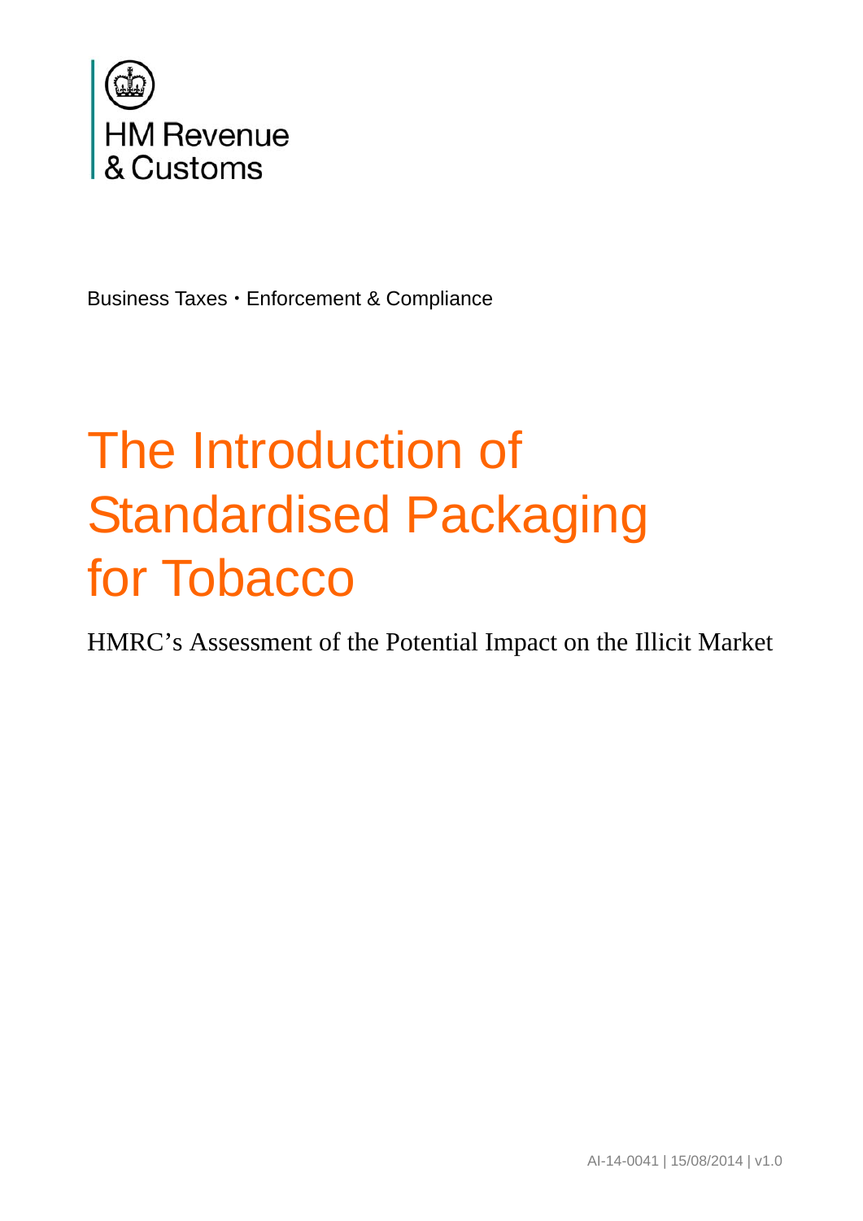HM Revenue & Customs

Business Taxes • Enforcement & Compliance

# The Introduction of Standardised Packaging for Tobacco

HMRC's Assessment of the Potential Impact on the Illicit Market

AI-14-0041 | 15/08/2014 | v1.0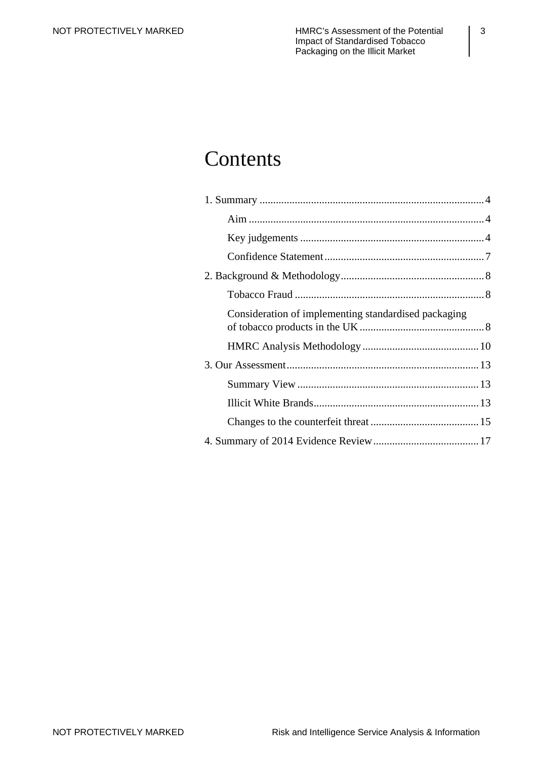# Contents

1. Summary .................................................................................. 4
    - Aim ...................................................................................... 4
    - Key judgements .................................................................... 4
    - Confidence Statement ........................................................... 7
2. Background & Methodology..................................................... 8
    - Tobacco Fraud ...................................................................... 8
    - Consideration of implementing standardised packaging of tobacco products in the UK .............................................. 8
    - HMRC Analysis Methodology ........................................... 10
3. Our Assessment....................................................................... 13
    - Summary View ................................................................... 13
    - Illicit White Brands............................................................. 13
    - Changes to the counterfeit threat ........................................ 15
4. Summary of 2014 Evidence Review....................................... 17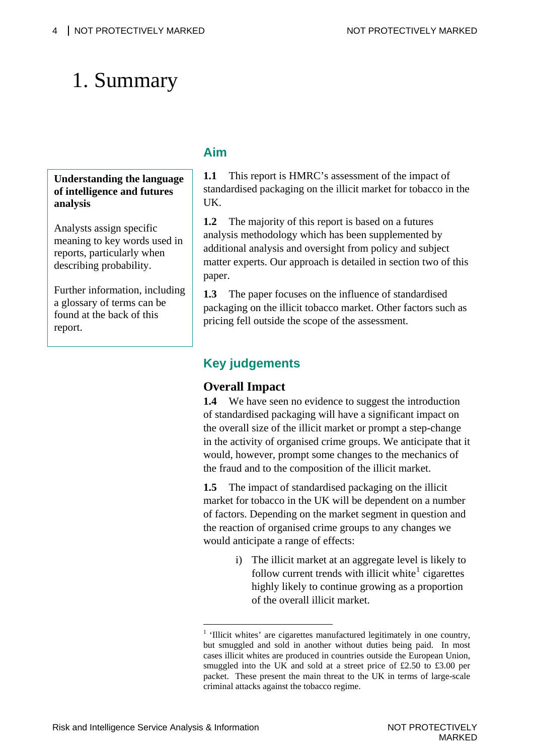# 1. Summary

> **Understanding the language of intelligence and futures analysis**
>
> Analysts assign specific meaning to key words used in reports, particularly when describing probability.
>
> Further information, including a glossary of terms can be found at the back of this report.

## Aim

**1.1** This report is HMRC's assessment of the impact of standardised packaging on the illicit market for tobacco in the UK.

**1.2** The majority of this report is based on a futures analysis methodology which has been supplemented by additional analysis and oversight from policy and subject matter experts. Our approach is detailed in section two of this paper.

**1.3** The paper focuses on the influence of standardised packaging on the illicit tobacco market. Other factors such as pricing fell outside the scope of the assessment.

## Key judgements

### Overall Impact

**1.4** We have seen no evidence to suggest the introduction of standardised packaging will have a significant impact on the overall size of the illicit market or prompt a step-change in the activity of organised crime groups. We anticipate that it would, however, prompt some changes to the mechanics of the fraud and to the composition of the illicit market.

**1.5** The impact of standardised packaging on the illicit market for tobacco in the UK will be dependent on a number of factors. Depending on the market segment in question and the reaction of organised crime groups to any changes we would anticipate a range of effects:

i) The illicit market at an aggregate level is likely to follow current trends with illicit white[1] cigarettes highly likely to continue growing as a proportion of the overall illicit market.

[1] 'Illicit whites' are cigarettes manufactured legitimately in one country, but smuggled and sold in another without duties being paid. In most cases illicit whites are produced in countries outside the European Union, smuggled into the UK and sold at a street price of £2.50 to £3.00 per packet. These present the main threat to the UK in terms of large-scale criminal attacks against the tobacco regime.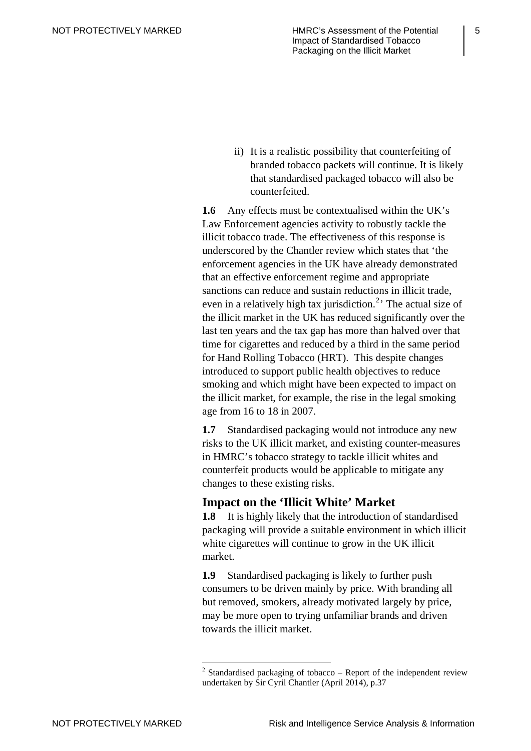ii) It is a realistic possibility that counterfeiting of branded tobacco packets will continue. It is likely that standardised packaged tobacco will also be counterfeited.

**1.6** Any effects must be contextualised within the UK's Law Enforcement agencies activity to robustly tackle the illicit tobacco trade. The effectiveness of this response is underscored by the Chantler review which states that 'the enforcement agencies in the UK have already demonstrated that an effective enforcement regime and appropriate sanctions can reduce and sustain reductions in illicit trade, even in a relatively high tax jurisdiction.[2]' The actual size of the illicit market in the UK has reduced significantly over the last ten years and the tax gap has more than halved over that time for cigarettes and reduced by a third in the same period for Hand Rolling Tobacco (HRT). This despite changes introduced to support public health objectives to reduce smoking and which might have been expected to impact on the illicit market, for example, the rise in the legal smoking age from 16 to 18 in 2007.

**1.7** Standardised packaging would not introduce any new risks to the UK illicit market, and existing counter-measures in HMRC's tobacco strategy to tackle illicit whites and counterfeit products would be applicable to mitigate any changes to these existing risks.

## Impact on the 'Illicit White' Market

**1.8** It is highly likely that the introduction of standardised packaging will provide a suitable environment in which illicit white cigarettes will continue to grow in the UK illicit market.

**1.9** Standardised packaging is likely to further push consumers to be driven mainly by price. With branding all but removed, smokers, already motivated largely by price, may be more open to trying unfamiliar brands and driven towards the illicit market.

[2] Standardised packaging of tobacco – Report of the independent review undertaken by Sir Cyril Chantler (April 2014), p.37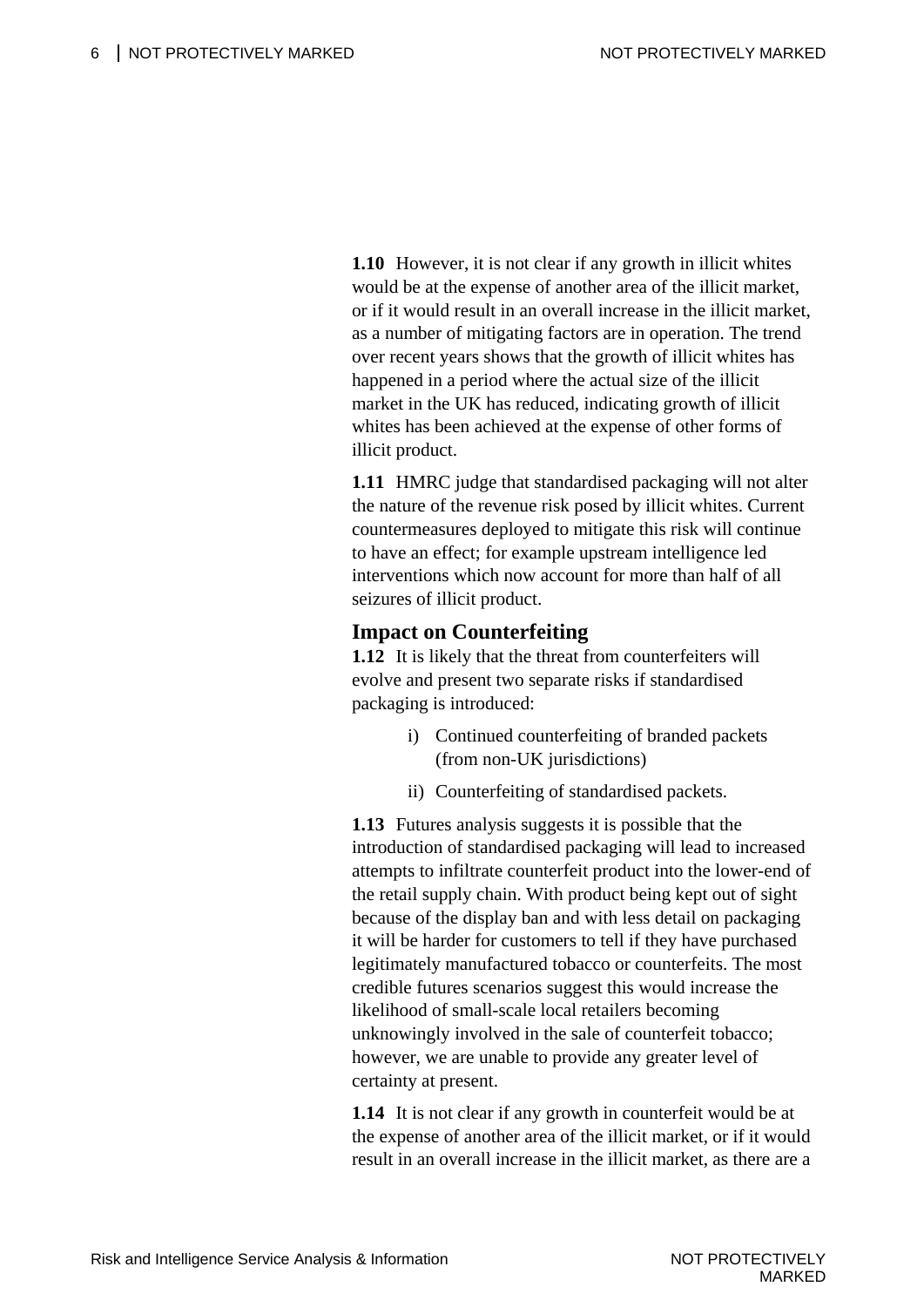**1.10** However, it is not clear if any growth in illicit whites would be at the expense of another area of the illicit market, or if it would result in an overall increase in the illicit market, as a number of mitigating factors are in operation. The trend over recent years shows that the growth of illicit whites has happened in a period where the actual size of the illicit market in the UK has reduced, indicating growth of illicit whites has been achieved at the expense of other forms of illicit product.

**1.11** HMRC judge that standardised packaging will not alter the nature of the revenue risk posed by illicit whites. Current countermeasures deployed to mitigate this risk will continue to have an effect; for example upstream intelligence led interventions which now account for more than half of all seizures of illicit product.

## Impact on Counterfeiting

**1.12** It is likely that the threat from counterfeiters will evolve and present two separate risks if standardised packaging is introduced:

i) Continued counterfeiting of branded packets (from non-UK jurisdictions)

ii) Counterfeiting of standardised packets.

**1.13** Futures analysis suggests it is possible that the introduction of standardised packaging will lead to increased attempts to infiltrate counterfeit product into the lower-end of the retail supply chain. With product being kept out of sight because of the display ban and with less detail on packaging it will be harder for customers to tell if they have purchased legitimately manufactured tobacco or counterfeits. The most credible futures scenarios suggest this would increase the likelihood of small-scale local retailers becoming unknowingly involved in the sale of counterfeit tobacco; however, we are unable to provide any greater level of certainty at present.

**1.14** It is not clear if any growth in counterfeit would be at the expense of another area of the illicit market, or if it would result in an overall increase in the illicit market, as there are a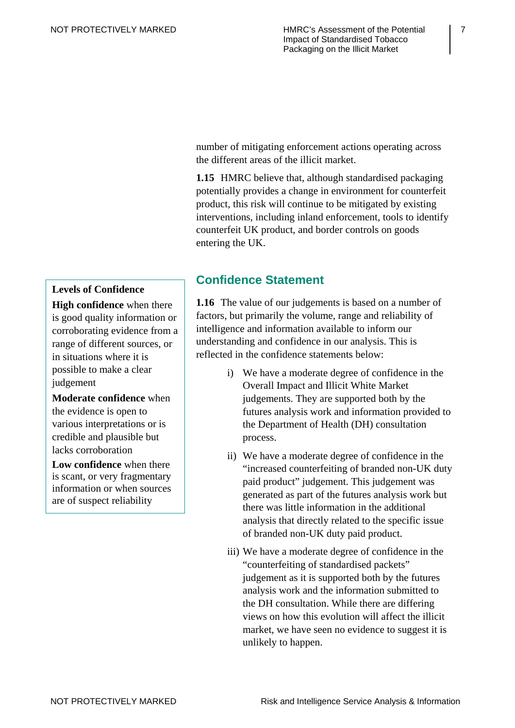number of mitigating enforcement actions operating across the different areas of the illicit market.

**1.15** HMRC believe that, although standardised packaging potentially provides a change in environment for counterfeit product, this risk will continue to be mitigated by existing interventions, including inland enforcement, tools to identify counterfeit UK product, and border controls on goods entering the UK.

## Confidence Statement

**1.16** The value of our judgements is based on a number of factors, but primarily the volume, range and reliability of intelligence and information available to inform our understanding and confidence in our analysis. This is reflected in the confidence statements below:

i) We have a moderate degree of confidence in the Overall Impact and Illicit White Market judgements. They are supported both by the futures analysis work and information provided to the Department of Health (DH) consultation process.

ii) We have a moderate degree of confidence in the "increased counterfeiting of branded non-UK duty paid product" judgement. This judgement was generated as part of the futures analysis work but there was little information in the additional analysis that directly related to the specific issue of branded non-UK duty paid product.

iii) We have a moderate degree of confidence in the "counterfeiting of standardised packets" judgement as it is supported both by the futures analysis work and the information submitted to the DH consultation. While there are differing views on how this evolution will affect the illicit market, we have seen no evidence to suggest it is unlikely to happen.

**Levels of Confidence**

**High confidence** when there is good quality information or corroborating evidence from a range of different sources, or in situations where it is possible to make a clear judgement

**Moderate confidence** when the evidence is open to various interpretations or is credible and plausible but lacks corroboration

**Low confidence** when there is scant, or very fragmentary information or when sources are of suspect reliability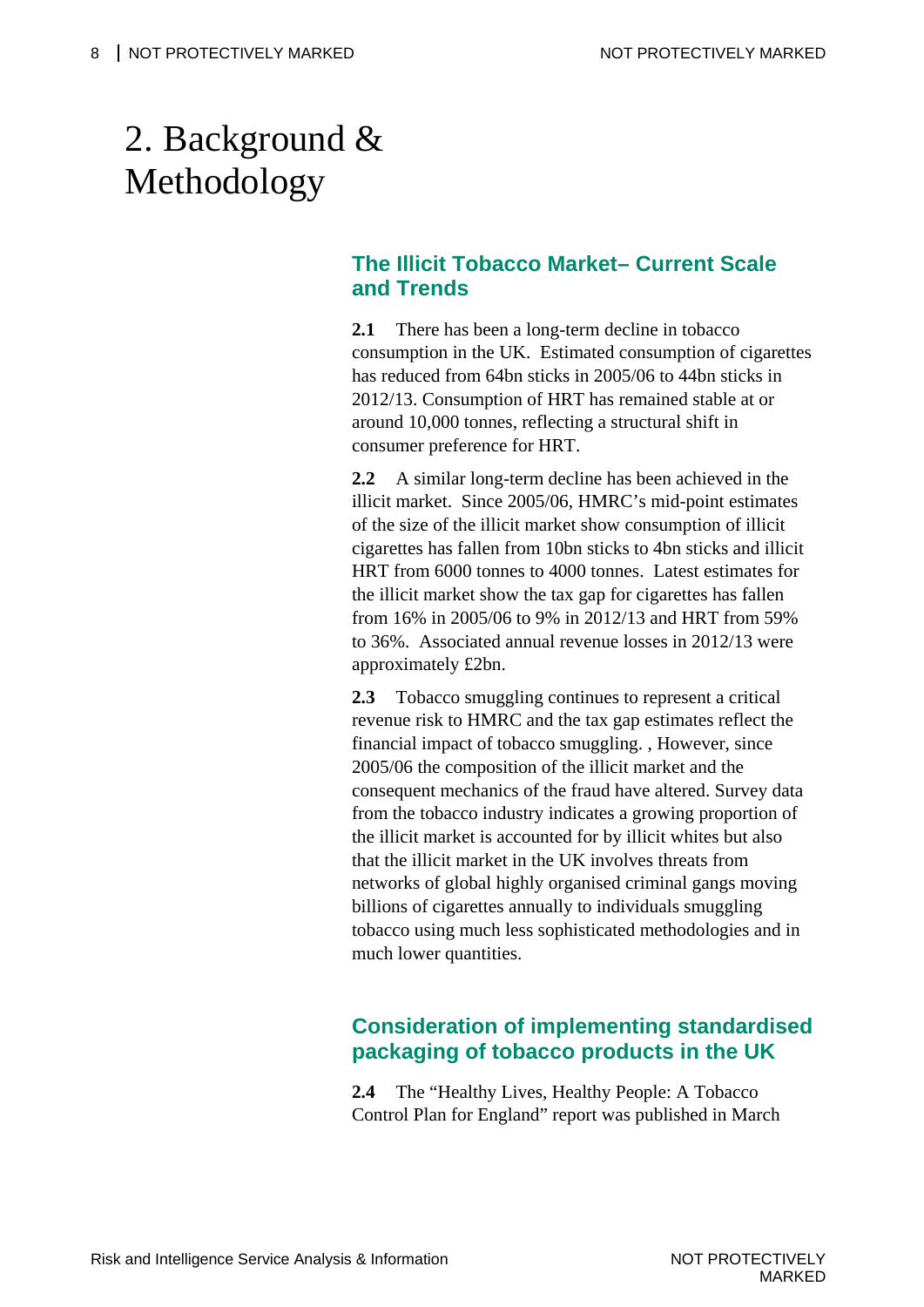# 2. Background & Methodology

## The Illicit Tobacco Market– Current Scale and Trends

**2.1** There has been a long-term decline in tobacco consumption in the UK. Estimated consumption of cigarettes has reduced from 64bn sticks in 2005/06 to 44bn sticks in 2012/13. Consumption of HRT has remained stable at or around 10,000 tonnes, reflecting a structural shift in consumer preference for HRT.

**2.2** A similar long-term decline has been achieved in the illicit market. Since 2005/06, HMRC's mid-point estimates of the size of the illicit market show consumption of illicit cigarettes has fallen from 10bn sticks to 4bn sticks and illicit HRT from 6000 tonnes to 4000 tonnes. Latest estimates for the illicit market show the tax gap for cigarettes has fallen from 16% in 2005/06 to 9% in 2012/13 and HRT from 59% to 36%. Associated annual revenue losses in 2012/13 were approximately £2bn.

**2.3** Tobacco smuggling continues to represent a critical revenue risk to HMRC and the tax gap estimates reflect the financial impact of tobacco smuggling. , However, since 2005/06 the composition of the illicit market and the consequent mechanics of the fraud have altered. Survey data from the tobacco industry indicates a growing proportion of the illicit market is accounted for by illicit whites but also that the illicit market in the UK involves threats from networks of global highly organised criminal gangs moving billions of cigarettes annually to individuals smuggling tobacco using much less sophisticated methodologies and in much lower quantities.

## Consideration of implementing standardised packaging of tobacco products in the UK

**2.4** The "Healthy Lives, Healthy People: A Tobacco Control Plan for England" report was published in March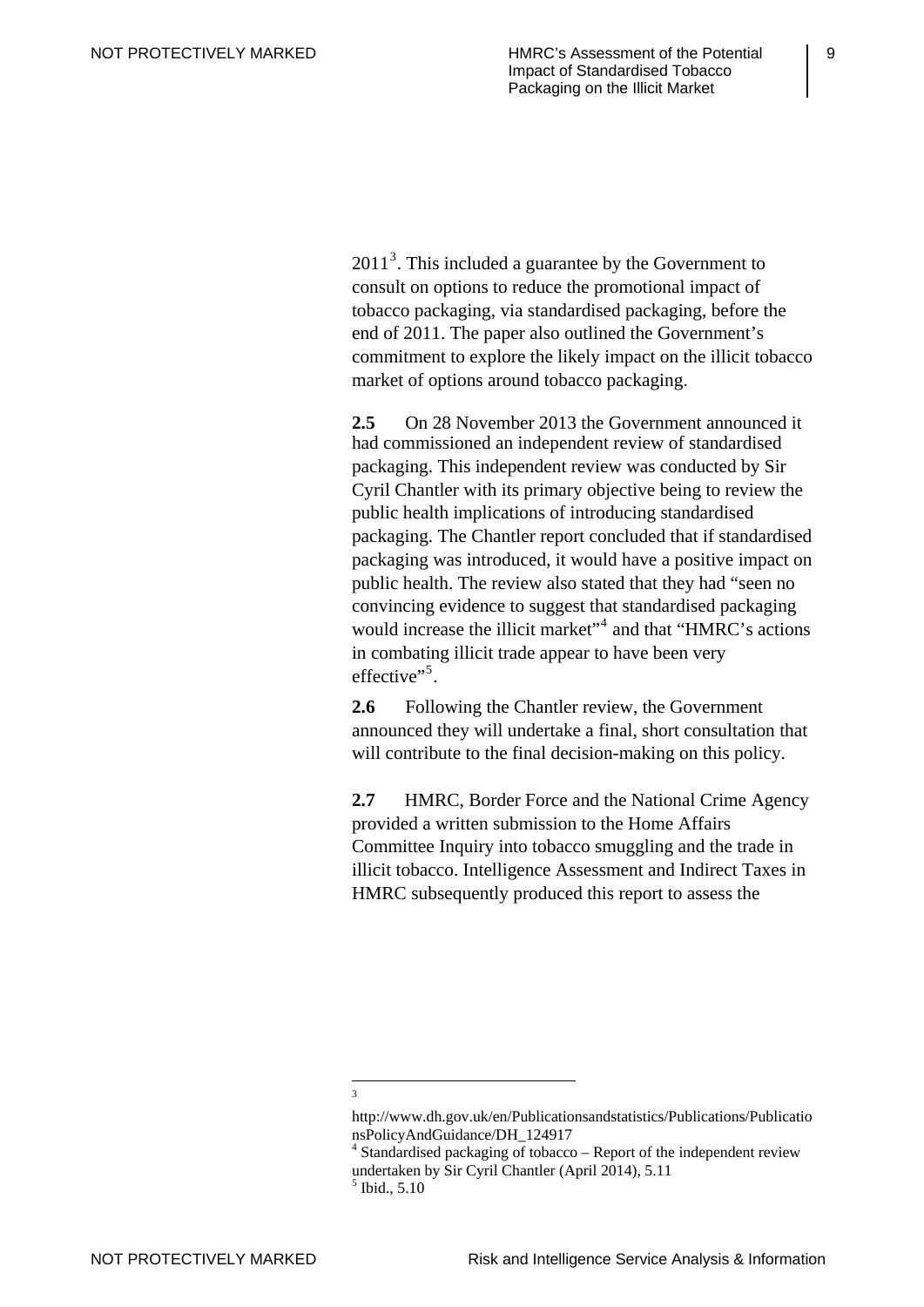2011[3]. This included a guarantee by the Government to consult on options to reduce the promotional impact of tobacco packaging, via standardised packaging, before the end of 2011. The paper also outlined the Government's commitment to explore the likely impact on the illicit tobacco market of options around tobacco packaging.

**2.5** On 28 November 2013 the Government announced it had commissioned an independent review of standardised packaging. This independent review was conducted by Sir Cyril Chantler with its primary objective being to review the public health implications of introducing standardised packaging. The Chantler report concluded that if standardised packaging was introduced, it would have a positive impact on public health. The review also stated that they had "seen no convincing evidence to suggest that standardised packaging would increase the illicit market"[4] and that "HMRC's actions in combating illicit trade appear to have been very effective"[5].

**2.6** Following the Chantler review, the Government announced they will undertake a final, short consultation that will contribute to the final decision-making on this policy.

**2.7** HMRC, Border Force and the National Crime Agency provided a written submission to the Home Affairs Committee Inquiry into tobacco smuggling and the trade in illicit tobacco. Intelligence Assessment and Indirect Taxes in HMRC subsequently produced this report to assess the

---

[3] http://www.dh.gov.uk/en/Publicationsandstatistics/Publications/PublicationsPolicyAndGuidance/DH_124917

[4] Standardised packaging of tobacco – Report of the independent review undertaken by Sir Cyril Chantler (April 2014), 5.11

[5] Ibid., 5.10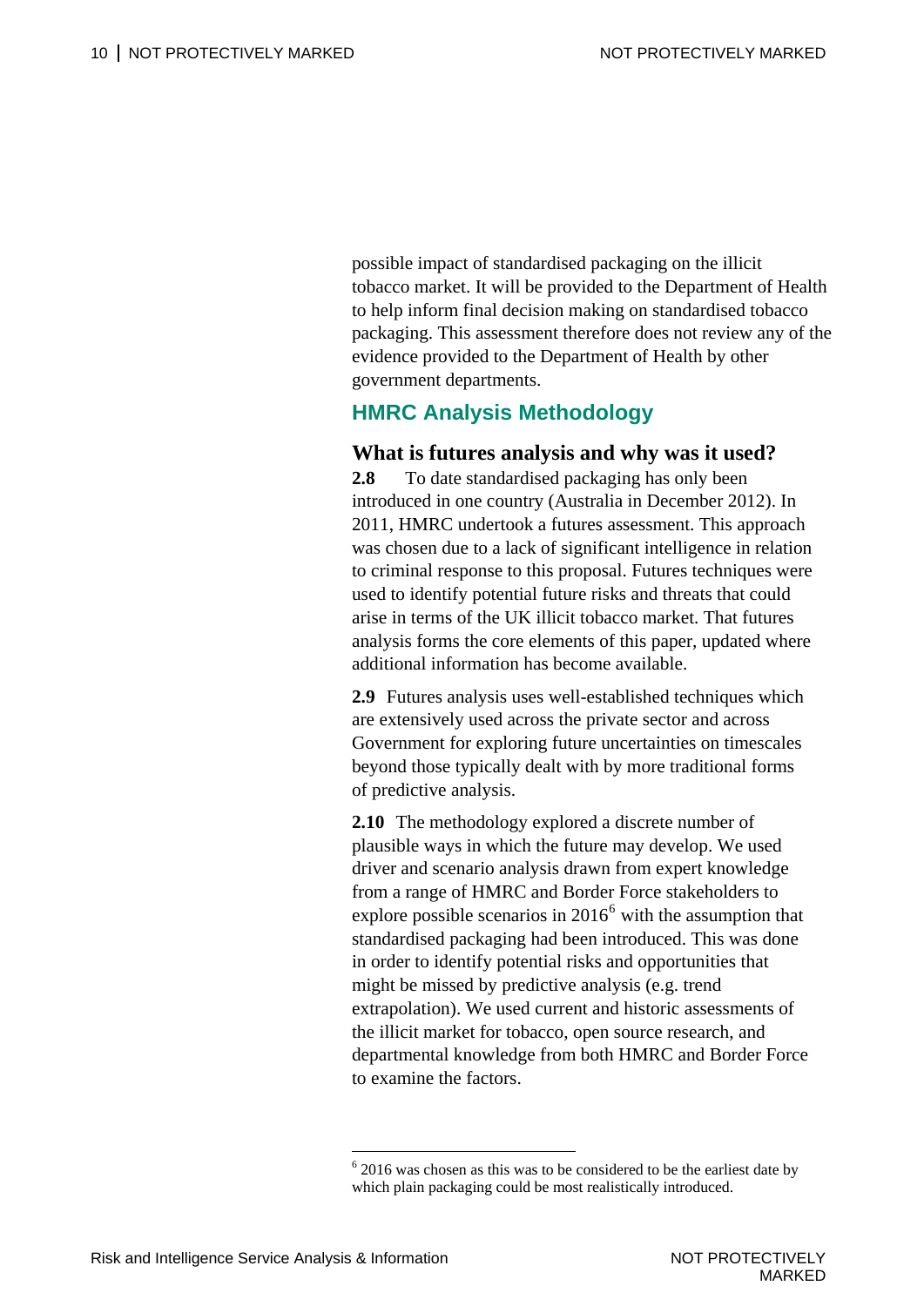possible impact of standardised packaging on the illicit tobacco market. It will be provided to the Department of Health to help inform final decision making on standardised tobacco packaging. This assessment therefore does not review any of the evidence provided to the Department of Health by other government departments.

## HMRC Analysis Methodology

### What is futures analysis and why was it used?

**2.8** To date standardised packaging has only been introduced in one country (Australia in December 2012). In 2011, HMRC undertook a futures assessment. This approach was chosen due to a lack of significant intelligence in relation to criminal response to this proposal. Futures techniques were used to identify potential future risks and threats that could arise in terms of the UK illicit tobacco market. That futures analysis forms the core elements of this paper, updated where additional information has become available.

**2.9** Futures analysis uses well-established techniques which are extensively used across the private sector and across Government for exploring future uncertainties on timescales beyond those typically dealt with by more traditional forms of predictive analysis.

**2.10** The methodology explored a discrete number of plausible ways in which the future may develop. We used driver and scenario analysis drawn from expert knowledge from a range of HMRC and Border Force stakeholders to explore possible scenarios in 2016[6] with the assumption that standardised packaging had been introduced. This was done in order to identify potential risks and opportunities that might be missed by predictive analysis (e.g. trend extrapolation). We used current and historic assessments of the illicit market for tobacco, open source research, and departmental knowledge from both HMRC and Border Force to examine the factors.

[6] 2016 was chosen as this was to be considered to be the earliest date by which plain packaging could be most realistically introduced.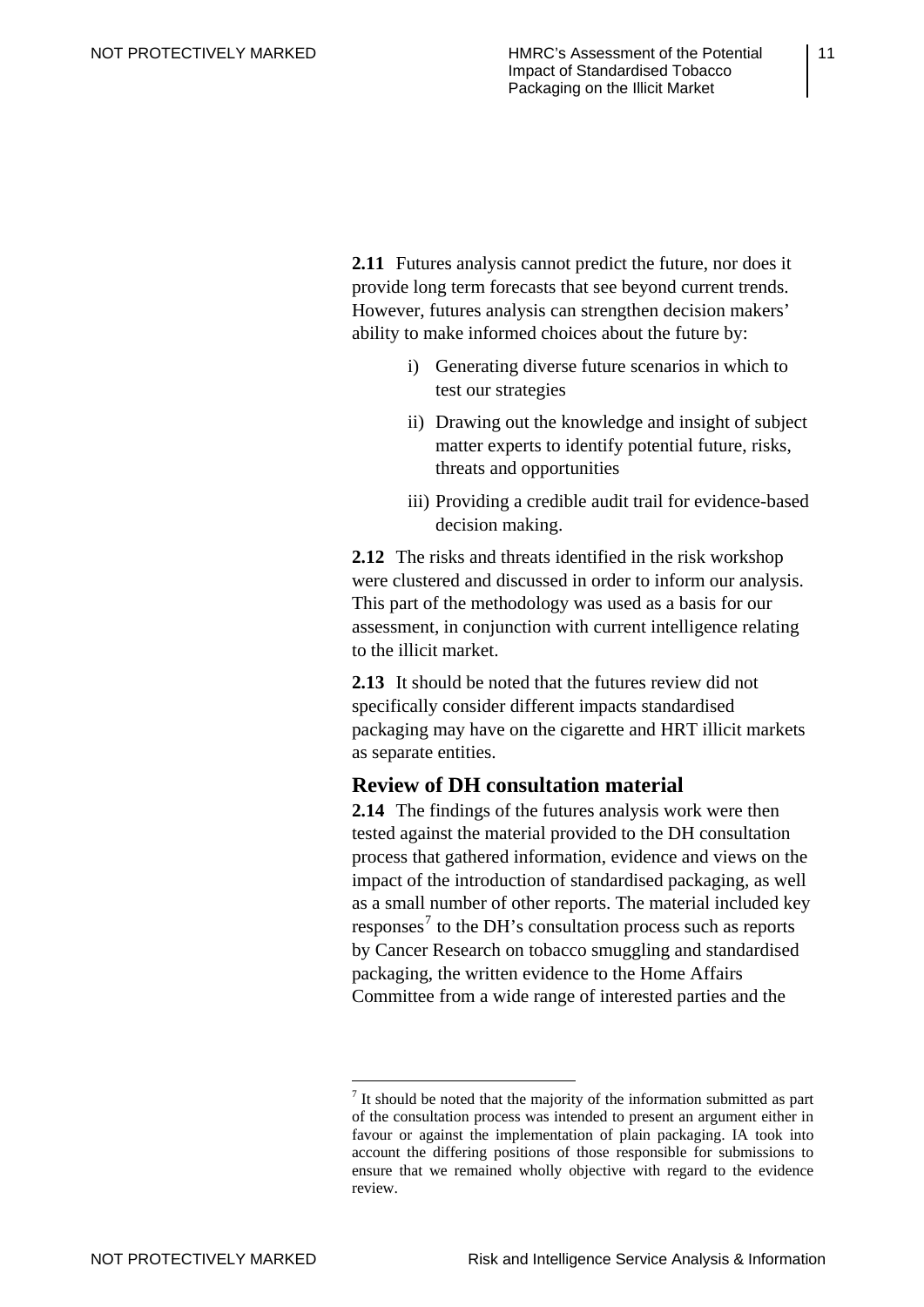**2.11** Futures analysis cannot predict the future, nor does it provide long term forecasts that see beyond current trends. However, futures analysis can strengthen decision makers' ability to make informed choices about the future by:

i) Generating diverse future scenarios in which to test our strategies

ii) Drawing out the knowledge and insight of subject matter experts to identify potential future, risks, threats and opportunities

iii) Providing a credible audit trail for evidence-based decision making.

**2.12** The risks and threats identified in the risk workshop were clustered and discussed in order to inform our analysis. This part of the methodology was used as a basis for our assessment, in conjunction with current intelligence relating to the illicit market.

**2.13** It should be noted that the futures review did not specifically consider different impacts standardised packaging may have on the cigarette and HRT illicit markets as separate entities.

## Review of DH consultation material

**2.14** The findings of the futures analysis work were then tested against the material provided to the DH consultation process that gathered information, evidence and views on the impact of the introduction of standardised packaging, as well as a small number of other reports. The material included key responses[7] to the DH's consultation process such as reports by Cancer Research on tobacco smuggling and standardised packaging, the written evidence to the Home Affairs Committee from a wide range of interested parties and the

[7] It should be noted that the majority of the information submitted as part of the consultation process was intended to present an argument either in favour or against the implementation of plain packaging. IA took into account the differing positions of those responsible for submissions to ensure that we remained wholly objective with regard to the evidence review.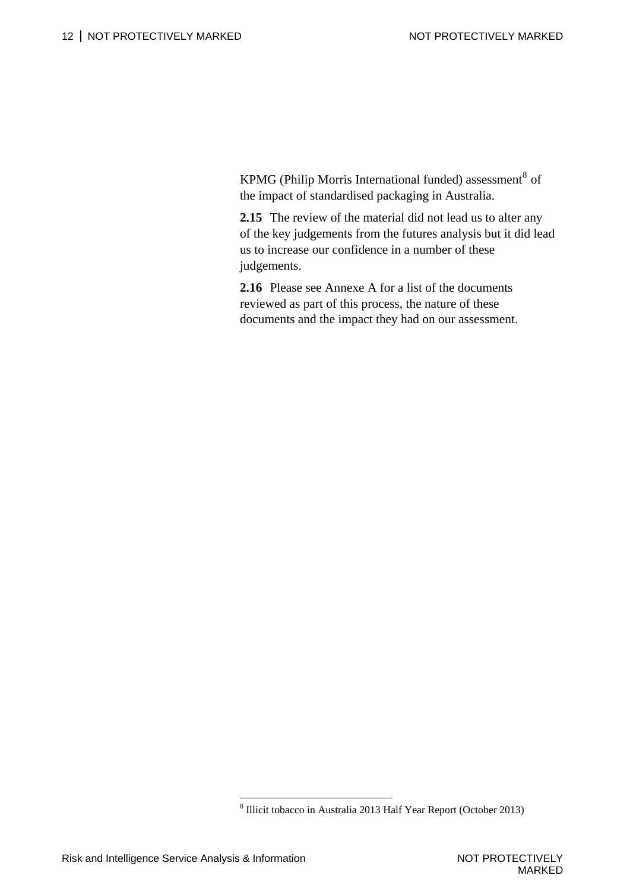KPMG (Philip Morris International funded) assessment[8] of the impact of standardised packaging in Australia.

**2.15** The review of the material did not lead us to alter any of the key judgements from the futures analysis but it did lead us to increase our confidence in a number of these judgements.

**2.16** Please see Annexe A for a list of the documents reviewed as part of this process, the nature of these documents and the impact they had on our assessment.

[8] Illicit tobacco in Australia 2013 Half Year Report (October 2013)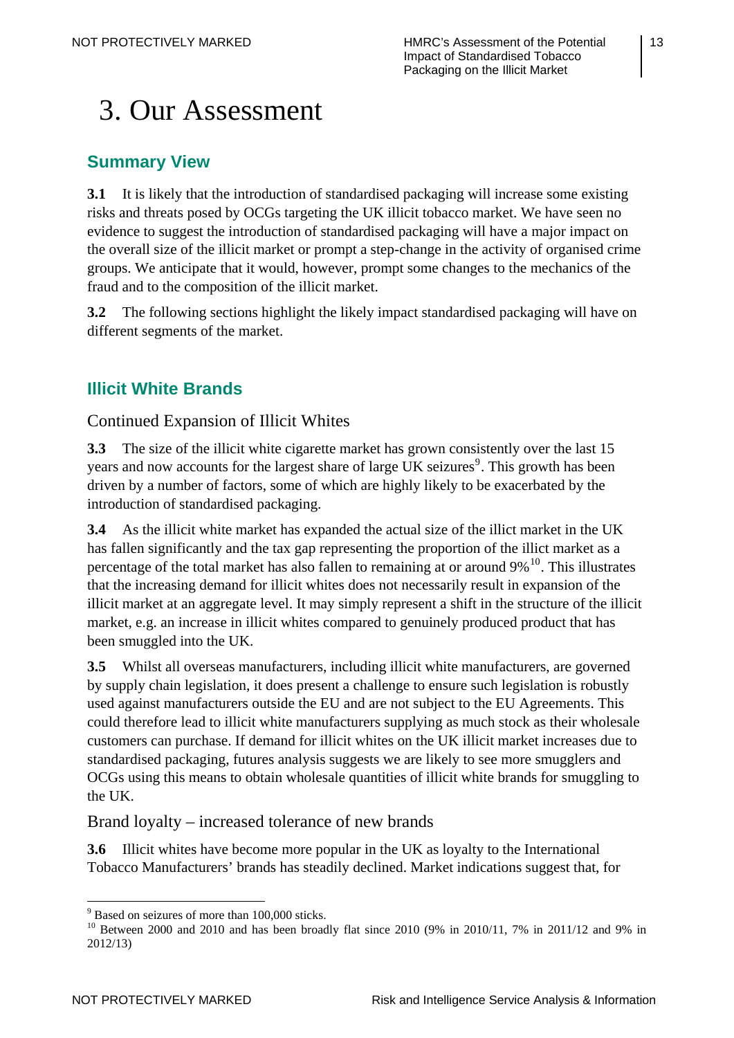# 3. Our Assessment

## Summary View

**3.1** It is likely that the introduction of standardised packaging will increase some existing risks and threats posed by OCGs targeting the UK illicit tobacco market. We have seen no evidence to suggest the introduction of standardised packaging will have a major impact on the overall size of the illicit market or prompt a step-change in the activity of organised crime groups. We anticipate that it would, however, prompt some changes to the mechanics of the fraud and to the composition of the illicit market.

**3.2** The following sections highlight the likely impact standardised packaging will have on different segments of the market.

## Illicit White Brands

### Continued Expansion of Illicit Whites

**3.3** The size of the illicit white cigarette market has grown consistently over the last 15 years and now accounts for the largest share of large UK seizures[9]. This growth has been driven by a number of factors, some of which are highly likely to be exacerbated by the introduction of standardised packaging.

**3.4** As the illicit white market has expanded the actual size of the illict market in the UK has fallen significantly and the tax gap representing the proportion of the illict market as a percentage of the total market has also fallen to remaining at or around 9%[10]. This illustrates that the increasing demand for illicit whites does not necessarily result in expansion of the illicit market at an aggregate level. It may simply represent a shift in the structure of the illicit market, e.g. an increase in illicit whites compared to genuinely produced product that has been smuggled into the UK.

**3.5** Whilst all overseas manufacturers, including illicit white manufacturers, are governed by supply chain legislation, it does present a challenge to ensure such legislation is robustly used against manufacturers outside the EU and are not subject to the EU Agreements. This could therefore lead to illicit white manufacturers supplying as much stock as their wholesale customers can purchase. If demand for illicit whites on the UK illicit market increases due to standardised packaging, futures analysis suggests we are likely to see more smugglers and OCGs using this means to obtain wholesale quantities of illicit white brands for smuggling to the UK.

### Brand loyalty – increased tolerance of new brands

**3.6** Illicit whites have become more popular in the UK as loyalty to the International Tobacco Manufacturers' brands has steadily declined. Market indications suggest that, for

[9] Based on seizures of more than 100,000 sticks.

[10] Between 2000 and 2010 and has been broadly flat since 2010 (9% in 2010/11, 7% in 2011/12 and 9% in 2012/13)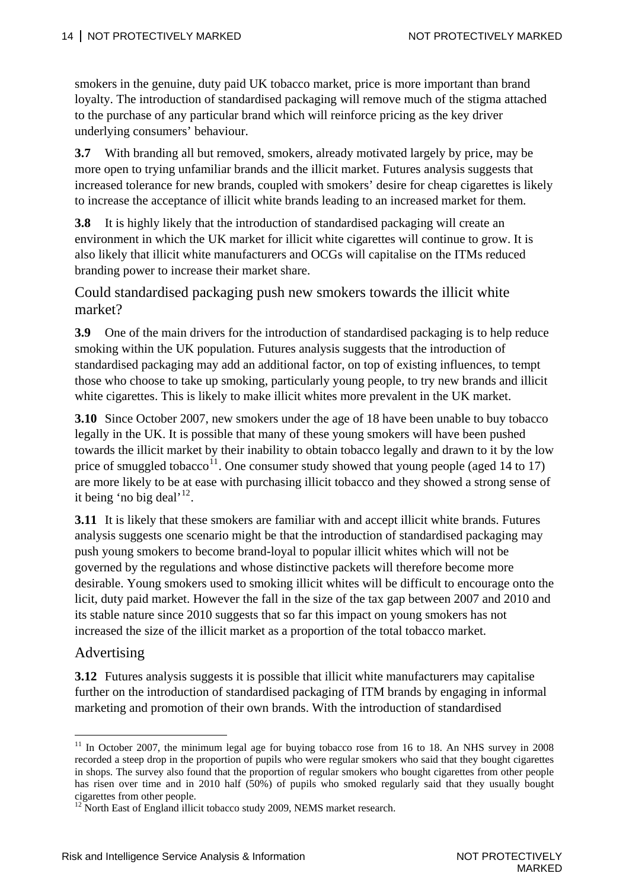smokers in the genuine, duty paid UK tobacco market, price is more important than brand loyalty. The introduction of standardised packaging will remove much of the stigma attached to the purchase of any particular brand which will reinforce pricing as the key driver underlying consumers' behaviour.

**3.7** With branding all but removed, smokers, already motivated largely by price, may be more open to trying unfamiliar brands and the illicit market. Futures analysis suggests that increased tolerance for new brands, coupled with smokers' desire for cheap cigarettes is likely to increase the acceptance of illicit white brands leading to an increased market for them.

**3.8** It is highly likely that the introduction of standardised packaging will create an environment in which the UK market for illicit white cigarettes will continue to grow. It is also likely that illicit white manufacturers and OCGs will capitalise on the ITMs reduced branding power to increase their market share.

## Could standardised packaging push new smokers towards the illicit white market?

**3.9** One of the main drivers for the introduction of standardised packaging is to help reduce smoking within the UK population. Futures analysis suggests that the introduction of standardised packaging may add an additional factor, on top of existing influences, to tempt those who choose to take up smoking, particularly young people, to try new brands and illicit white cigarettes. This is likely to make illicit whites more prevalent in the UK market.

**3.10** Since October 2007, new smokers under the age of 18 have been unable to buy tobacco legally in the UK. It is possible that many of these young smokers will have been pushed towards the illicit market by their inability to obtain tobacco legally and drawn to it by the low price of smuggled tobacco[11]. One consumer study showed that young people (aged 14 to 17) are more likely to be at ease with purchasing illicit tobacco and they showed a strong sense of it being 'no big deal'[12].

**3.11** It is likely that these smokers are familiar with and accept illicit white brands. Futures analysis suggests one scenario might be that the introduction of standardised packaging may push young smokers to become brand-loyal to popular illicit whites which will not be governed by the regulations and whose distinctive packets will therefore become more desirable. Young smokers used to smoking illicit whites will be difficult to encourage onto the licit, duty paid market. However the fall in the size of the tax gap between 2007 and 2010 and its stable nature since 2010 suggests that so far this impact on young smokers has not increased the size of the illicit market as a proportion of the total tobacco market.

## Advertising

**3.12** Futures analysis suggests it is possible that illicit white manufacturers may capitalise further on the introduction of standardised packaging of ITM brands by engaging in informal marketing and promotion of their own brands. With the introduction of standardised

---

[11] In October 2007, the minimum legal age for buying tobacco rose from 16 to 18. An NHS survey in 2008 recorded a steep drop in the proportion of pupils who were regular smokers who said that they bought cigarettes in shops. The survey also found that the proportion of regular smokers who bought cigarettes from other people has risen over time and in 2010 half (50%) of pupils who smoked regularly said that they usually bought cigarettes from other people.

[12] North East of England illicit tobacco study 2009, NEMS market research.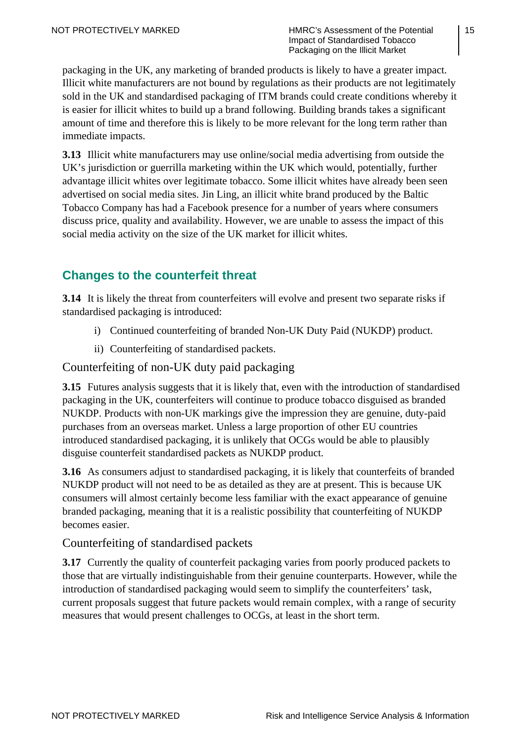packaging in the UK, any marketing of branded products is likely to have a greater impact. Illicit white manufacturers are not bound by regulations as their products are not legitimately sold in the UK and standardised packaging of ITM brands could create conditions whereby it is easier for illicit whites to build up a brand following. Building brands takes a significant amount of time and therefore this is likely to be more relevant for the long term rather than immediate impacts.

**3.13** Illicit white manufacturers may use online/social media advertising from outside the UK's jurisdiction or guerrilla marketing within the UK which would, potentially, further advantage illicit whites over legitimate tobacco. Some illicit whites have already been seen advertised on social media sites. Jin Ling, an illicit white brand produced by the Baltic Tobacco Company has had a Facebook presence for a number of years where consumers discuss price, quality and availability. However, we are unable to assess the impact of this social media activity on the size of the UK market for illicit whites.

## Changes to the counterfeit threat

**3.14** It is likely the threat from counterfeiters will evolve and present two separate risks if standardised packaging is introduced:

i) Continued counterfeiting of branded Non-UK Duty Paid (NUKDP) product.

ii) Counterfeiting of standardised packets.

### Counterfeiting of non-UK duty paid packaging

**3.15** Futures analysis suggests that it is likely that, even with the introduction of standardised packaging in the UK, counterfeiters will continue to produce tobacco disguised as branded NUKDP. Products with non-UK markings give the impression they are genuine, duty-paid purchases from an overseas market. Unless a large proportion of other EU countries introduced standardised packaging, it is unlikely that OCGs would be able to plausibly disguise counterfeit standardised packets as NUKDP product.

**3.16** As consumers adjust to standardised packaging, it is likely that counterfeits of branded NUKDP product will not need to be as detailed as they are at present. This is because UK consumers will almost certainly become less familiar with the exact appearance of genuine branded packaging, meaning that it is a realistic possibility that counterfeiting of NUKDP becomes easier.

### Counterfeiting of standardised packets

**3.17** Currently the quality of counterfeit packaging varies from poorly produced packets to those that are virtually indistinguishable from their genuine counterparts. However, while the introduction of standardised packaging would seem to simplify the counterfeiters' task, current proposals suggest that future packets would remain complex, with a range of security measures that would present challenges to OCGs, at least in the short term.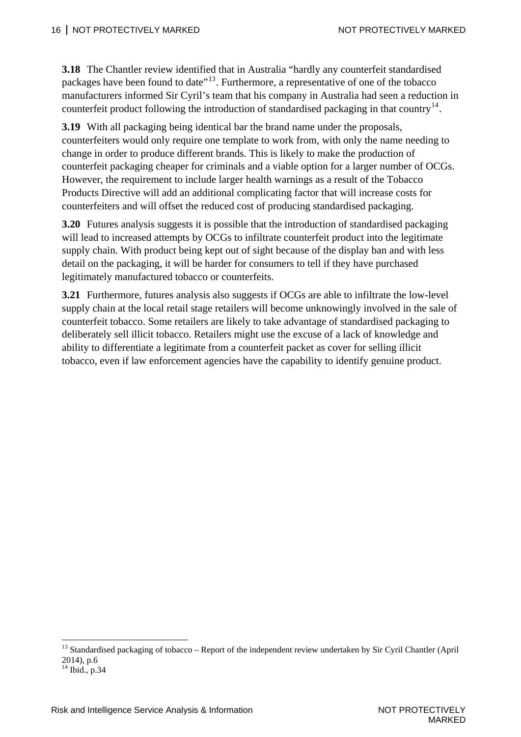**3.18** The Chantler review identified that in Australia "hardly any counterfeit standardised packages have been found to date"[13]. Furthermore, a representative of one of the tobacco manufacturers informed Sir Cyril's team that his company in Australia had seen a reduction in counterfeit product following the introduction of standardised packaging in that country[14].

**3.19** With all packaging being identical bar the brand name under the proposals, counterfeiters would only require one template to work from, with only the name needing to change in order to produce different brands. This is likely to make the production of counterfeit packaging cheaper for criminals and a viable option for a larger number of OCGs. However, the requirement to include larger health warnings as a result of the Tobacco Products Directive will add an additional complicating factor that will increase costs for counterfeiters and will offset the reduced cost of producing standardised packaging.

**3.20** Futures analysis suggests it is possible that the introduction of standardised packaging will lead to increased attempts by OCGs to infiltrate counterfeit product into the legitimate supply chain. With product being kept out of sight because of the display ban and with less detail on the packaging, it will be harder for consumers to tell if they have purchased legitimately manufactured tobacco or counterfeits.

**3.21** Furthermore, futures analysis also suggests if OCGs are able to infiltrate the low-level supply chain at the local retail stage retailers will become unknowingly involved in the sale of counterfeit tobacco. Some retailers are likely to take advantage of standardised packaging to deliberately sell illicit tobacco. Retailers might use the excuse of a lack of knowledge and ability to differentiate a legitimate from a counterfeit packet as cover for selling illicit tobacco, even if law enforcement agencies have the capability to identify genuine product.

---

[13] Standardised packaging of tobacco – Report of the independent review undertaken by Sir Cyril Chantler (April 2014), p.6

[14] Ibid., p.34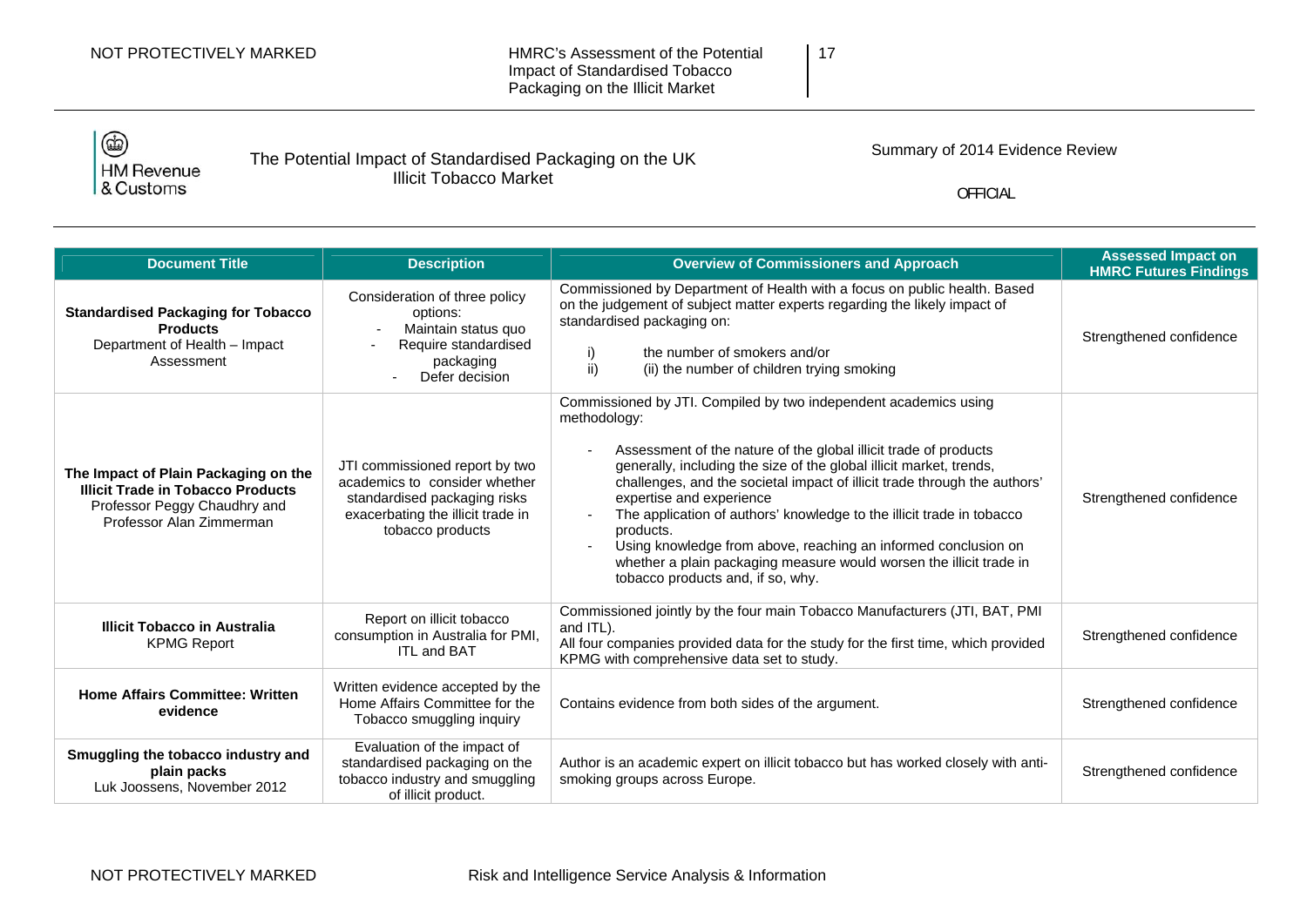The Potential Impact of Standardised Packaging on the UK Illicit Tobacco Market

Summary of 2014 Evidence Review

OFFICIAL

| Document Title | Description | Overview of Commissioners and Approach | Assessed Impact on HMRC Futures Findings |
|---|---|---|---|
| **Standardised Packaging for Tobacco Products** Department of Health – Impact Assessment | Consideration of three policy options: - Maintain status quo - Require standardised packaging - Defer decision | Commissioned by Department of Health with a focus on public health. Based on the judgement of subject matter experts regarding the likely impact of standardised packaging on: i) the number of smokers and/or ii) (ii) the number of children trying smoking | Strengthened confidence |
| **The Impact of Plain Packaging on the Illicit Trade in Tobacco Products** Professor Peggy Chaudhry and Professor Alan Zimmerman | JTI commissioned report by two academics to consider whether standardised packaging risks exacerbating the illicit trade in tobacco products | Commissioned by JTI. Compiled by two independent academics using methodology: - Assessment of the nature of the global illicit trade of products generally, including the size of the global illicit market, trends, challenges, and the societal impact of illicit trade through the authors' expertise and experience - The application of authors' knowledge to the illicit trade in tobacco products. - Using knowledge from above, reaching an informed conclusion on whether a plain packaging measure would worsen the illicit trade in tobacco products and, if so, why. | Strengthened confidence |
| **Illicit Tobacco in Australia** KPMG Report | Report on illicit tobacco consumption in Australia for PMI, ITL and BAT | Commissioned jointly by the four main Tobacco Manufacturers (JTI, BAT, PMI and ITL). All four companies provided data for the study for the first time, which provided KPMG with comprehensive data set to study. | Strengthened confidence |
| **Home Affairs Committee: Written evidence** | Written evidence accepted by the Home Affairs Committee for the Tobacco smuggling inquiry | Contains evidence from both sides of the argument. | Strengthened confidence |
| **Smuggling the tobacco industry and plain packs** Luk Joossens, November 2012 | Evaluation of the impact of standardised packaging on the tobacco industry and smuggling of illicit product. | Author is an academic expert on illicit tobacco but has worked closely with anti-smoking groups across Europe. | Strengthened confidence |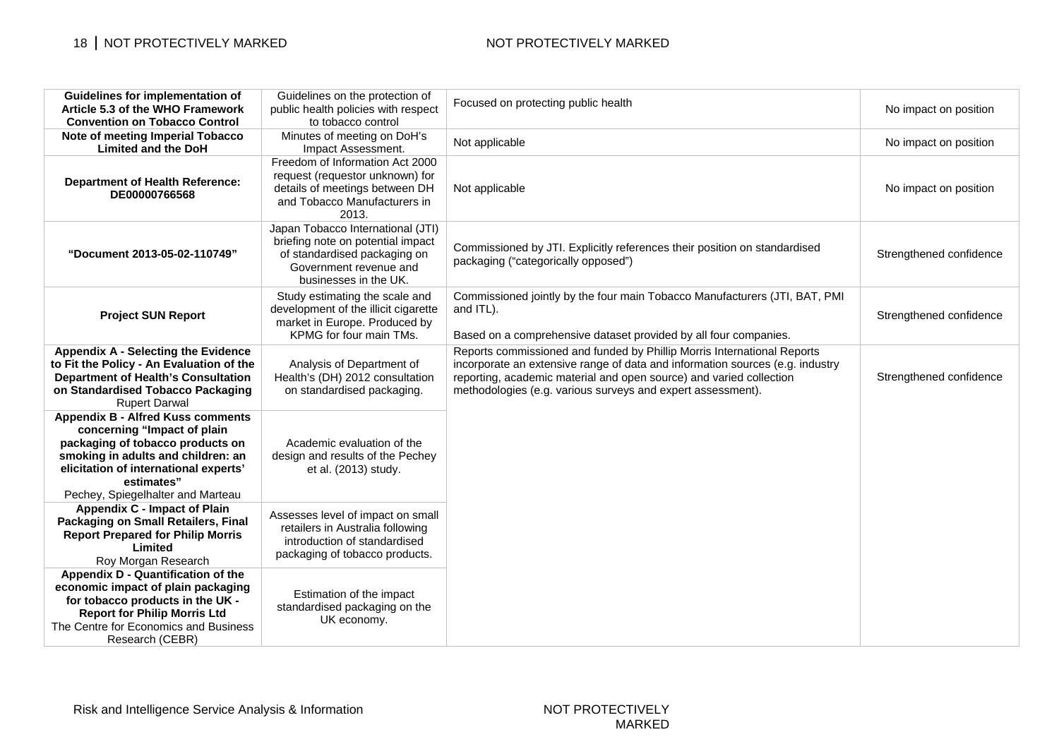| | | | |
|---|---|---|---|
| **Guidelines for implementation of Article 5.3 of the WHO Framework Convention on Tobacco Control** | Guidelines on the protection of public health policies with respect to tobacco control | Focused on protecting public health | No impact on position |
| **Note of meeting Imperial Tobacco Limited and the DoH** | Minutes of meeting on DoH's Impact Assessment. | Not applicable | No impact on position |
| **Department of Health Reference: DE00000766568** | Freedom of Information Act 2000 request (requestor unknown) for details of meetings between DH and Tobacco Manufacturers in 2013. | Not applicable | No impact on position |
| **"Document 2013-05-02-110749"** | Japan Tobacco International (JTI) briefing note on potential impact of standardised packaging on Government revenue and businesses in the UK. | Commissioned by JTI. Explicitly references their position on standardised packaging ("categorically opposed") | Strengthened confidence |
| **Project SUN Report** | Study estimating the scale and development of the illicit cigarette market in Europe. Produced by KPMG for four main TMs. | Commissioned jointly by the four main Tobacco Manufacturers (JTI, BAT, PMI and ITL).<br><br>Based on a comprehensive dataset provided by all four companies. | Strengthened confidence |
| **Appendix A - Selecting the Evidence to Fit the Policy - An Evaluation of the Department of Health's Consultation on Standardised Tobacco Packaging**<br>Rupert Darwal | Analysis of Department of Health's (DH) 2012 consultation on standardised packaging. | Reports commissioned and funded by Phillip Morris International Reports incorporate an extensive range of data and information sources (e.g. industry reporting, academic material and open source) and varied collection methodologies (e.g. various surveys and expert assessment). | Strengthened confidence |
| **Appendix B - Alfred Kuss comments concerning "Impact of plain packaging of tobacco products on smoking in adults and children: an elicitation of international experts' estimates"**<br>Pechey, Spiegelhalter and Marteau | Academic evaluation of the design and results of the Pechey et al. (2013) study. | | |
| **Appendix C - Impact of Plain Packaging on Small Retailers, Final Report Prepared for Philip Morris Limited**<br>Roy Morgan Research | Assesses level of impact on small retailers in Australia following introduction of standardised packaging of tobacco products. | | |
| **Appendix D - Quantification of the economic impact of plain packaging for tobacco products in the UK - Report for Philip Morris Ltd**<br>The Centre for Economics and Business Research (CEBR) | Estimation of the impact standardised packaging on the UK economy. | | |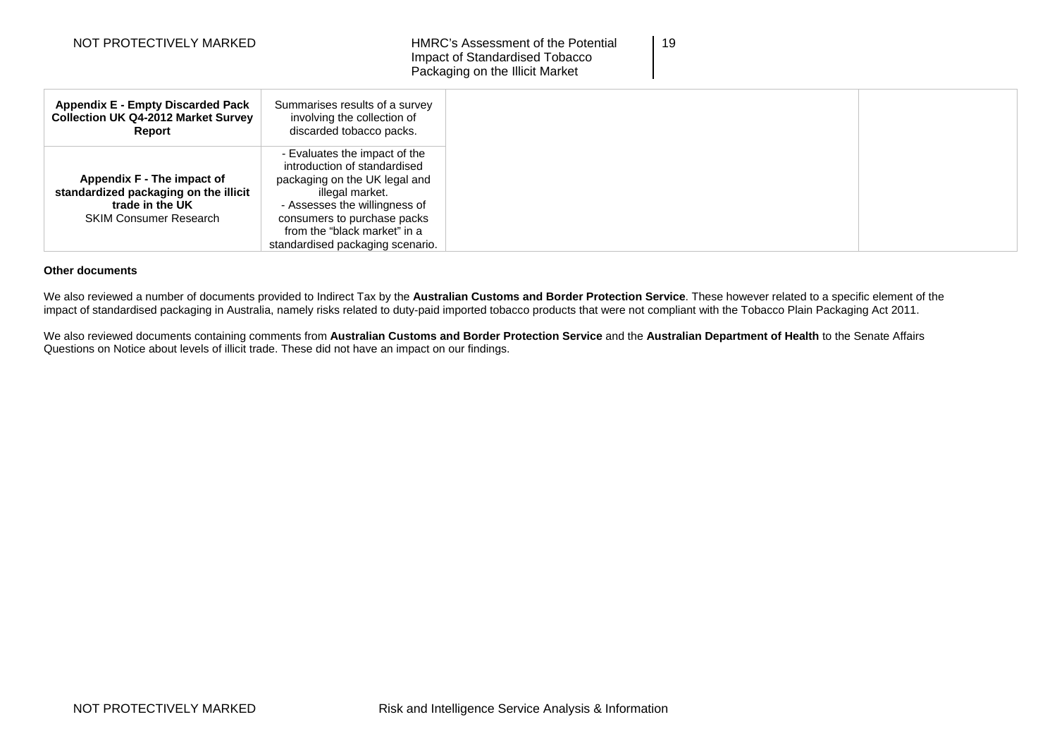| | | | |
|---|---|---|---|
| **Appendix E - Empty Discarded Pack Collection UK Q4-2012 Market Survey Report** | Summarises results of a survey involving the collection of discarded tobacco packs. | | |
| **Appendix F - The impact of standardized packaging on the illicit trade in the UK** SKIM Consumer Research | - Evaluates the impact of the introduction of standardised packaging on the UK legal and illegal market.<br>- Assesses the willingness of consumers to purchase packs from the "black market" in a standardised packaging scenario. | | |

**Other documents**

We also reviewed a number of documents provided to Indirect Tax by the **Australian Customs and Border Protection Service**. These however related to a specific element of the impact of standardised packaging in Australia, namely risks related to duty-paid imported tobacco products that were not compliant with the Tobacco Plain Packaging Act 2011.

We also reviewed documents containing comments from **Australian Customs and Border Protection Service** and the **Australian Department of Health** to the Senate Affairs Questions on Notice about levels of illicit trade. These did not have an impact on our findings.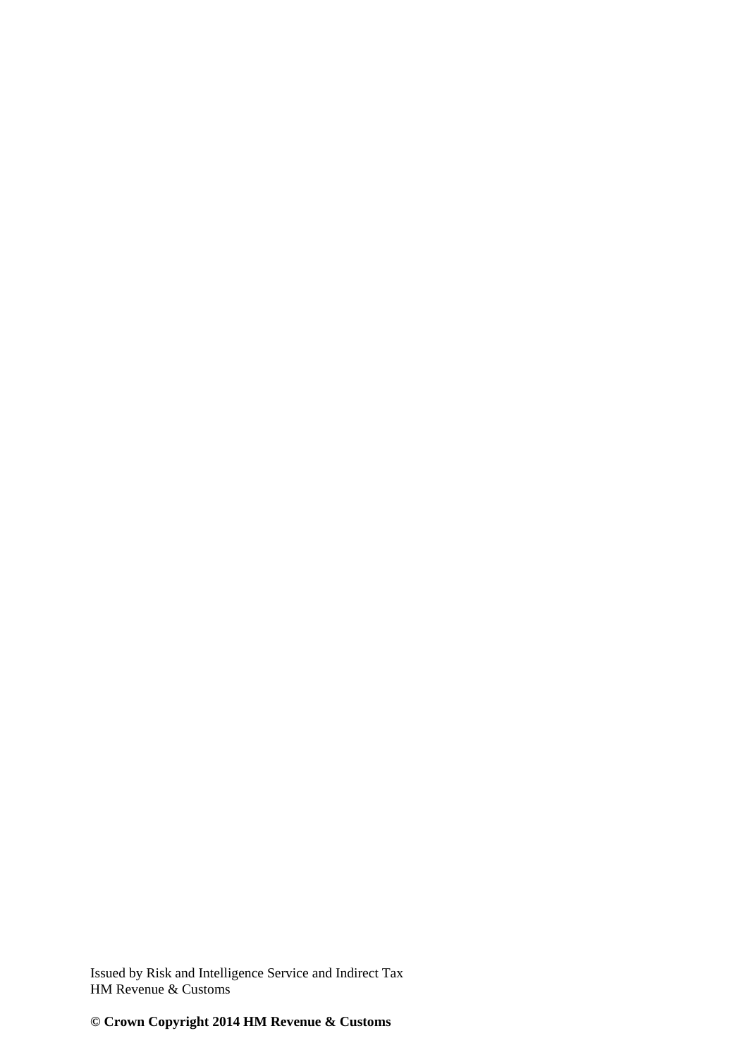Issued by Risk and Intelligence Service and Indirect Tax
HM Revenue & Customs

**© Crown Copyright 2014 HM Revenue & Customs**